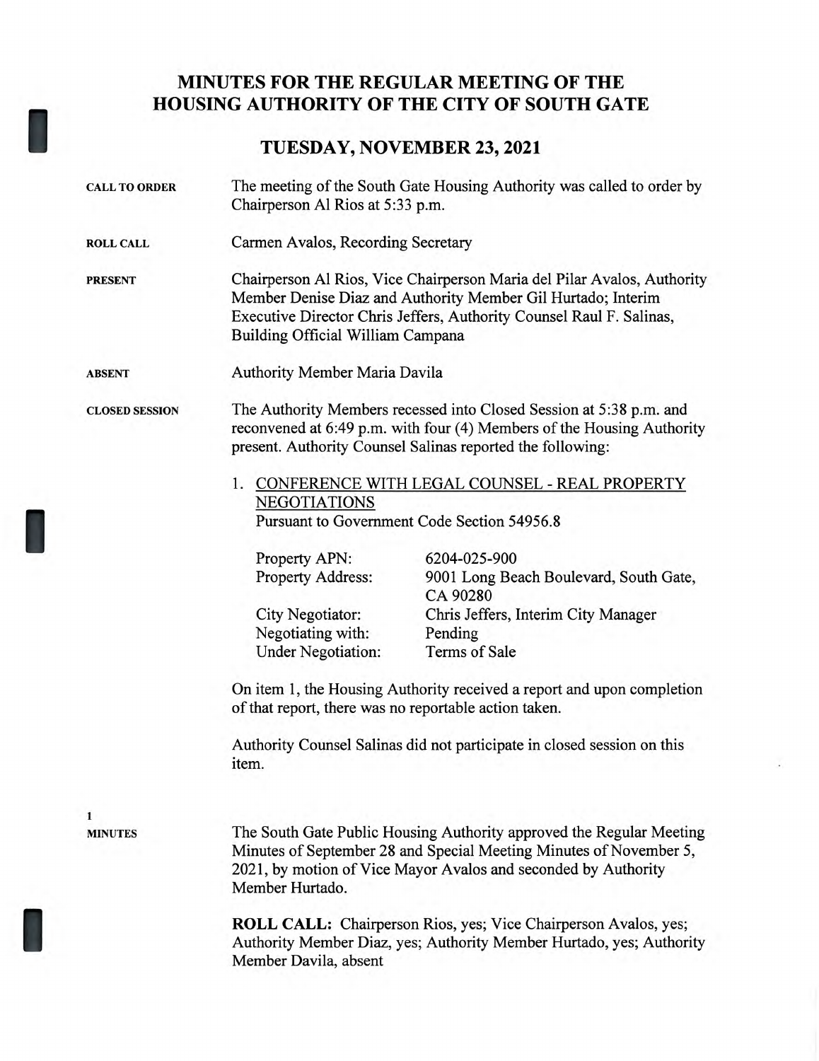# MINUTES FOR THE REGULAR MEETING OF THE HOUSING AUTHORITY OF THE CITY OF SOUTH GATE

## TUESDAY, NOVEMBER 23, 2021

**CALL TO ORDER**

The meeting of the South Gate Housing Authority was called to order by Chairperson Al Rios at 5:33 p.m.

**ROLL CALL**

Carmen Avalos, Recording Secretary

**PRESENT**

Chairperson Al Rios, Vice Chairperson Maria del Pilar Avalos, Authority Member Denise Diaz and Authority Member Gil Hurtado; Interim Executive Director Chris Jeffers, Authority Counsel Raul F. Salinas, Building Official William Campana

**ABSENT**

Authority Member Maria Davila

**CLOSED SESSION**

The Authority Members recessed into Closed Session at 5:38 p.m. and reconvened at 6:49 p.m. with four (4) Members of the Housing Authority present. Authority Counsel Salinas reported the following:

1. CONFERENCE WITH LEGAL COUNSEL - REAL PROPERTY NEGOTIATIONS
   Pursuant to Government Code Section 54956.8

| | |
|---|---|
| Property APN: | 6204-025-900 |
| Property Address: | 9001 Long Beach Boulevard, South Gate, CA 90280 |
| City Negotiator: | Chris Jeffers, Interim City Manager |
| Negotiating with: | Pending |
| Under Negotiation: | Terms of Sale |

On item 1, the Housing Authority received a report and upon completion of that report, there was no reportable action taken.

Authority Counsel Salinas did not participate in closed session on this item.

**1**
**MINUTES**

The South Gate Public Housing Authority approved the Regular Meeting Minutes of September 28 and Special Meeting Minutes of November 5, 2021, by motion of Vice Mayor Avalos and seconded by Authority Member Hurtado.

**ROLL CALL:** Chairperson Rios, yes; Vice Chairperson Avalos, yes; Authority Member Diaz, yes; Authority Member Hurtado, yes; Authority Member Davila, absent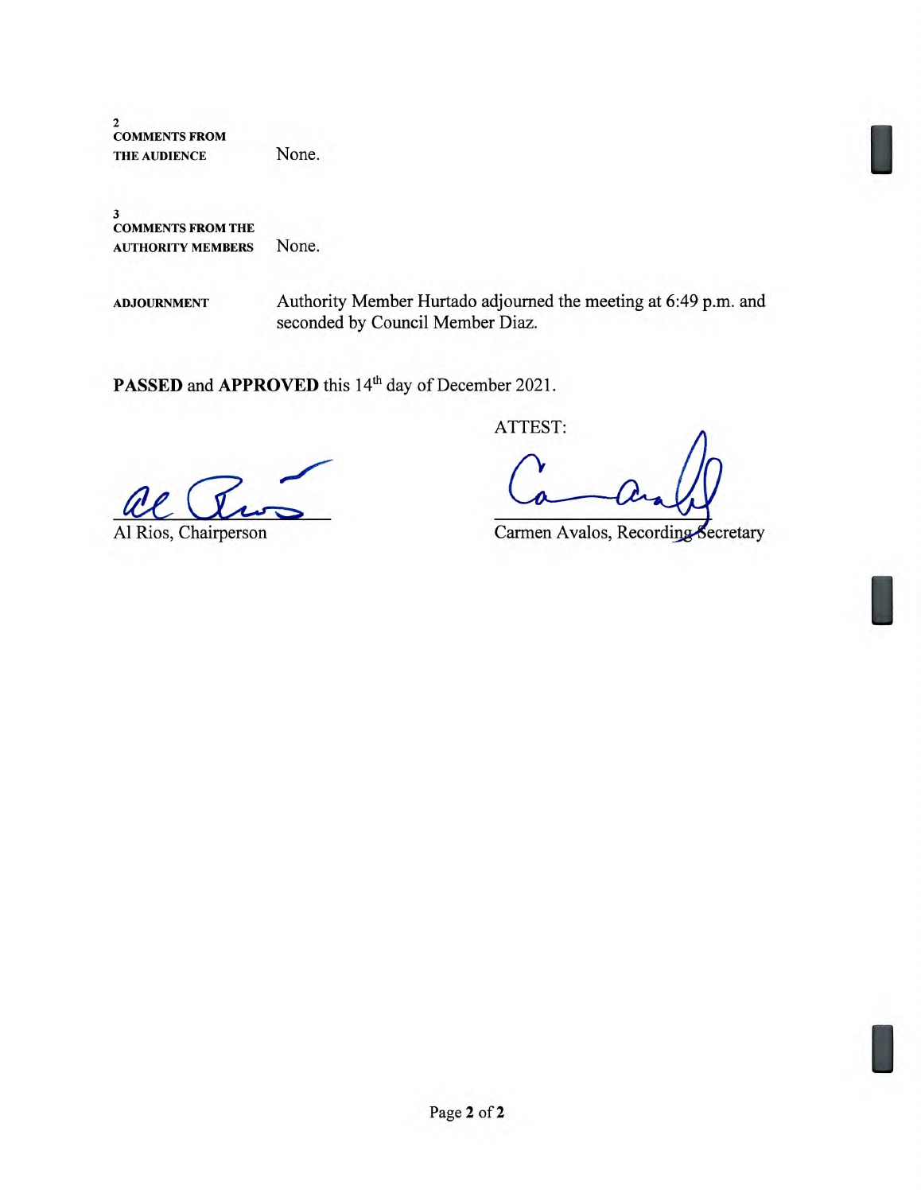**2**
**COMMENTS FROM THE AUDIENCE** None.

**3**
**COMMENTS FROM THE AUTHORITY MEMBERS** None.

**ADJOURNMENT** Authority Member Hurtado adjourned the meeting at 6:49 p.m. and seconded by Council Member Diaz.

**PASSED** and **APPROVED** this 14th day of December 2021.

ATTEST:

Al Rios, Chairperson

Carmen Avalos, Recording Secretary